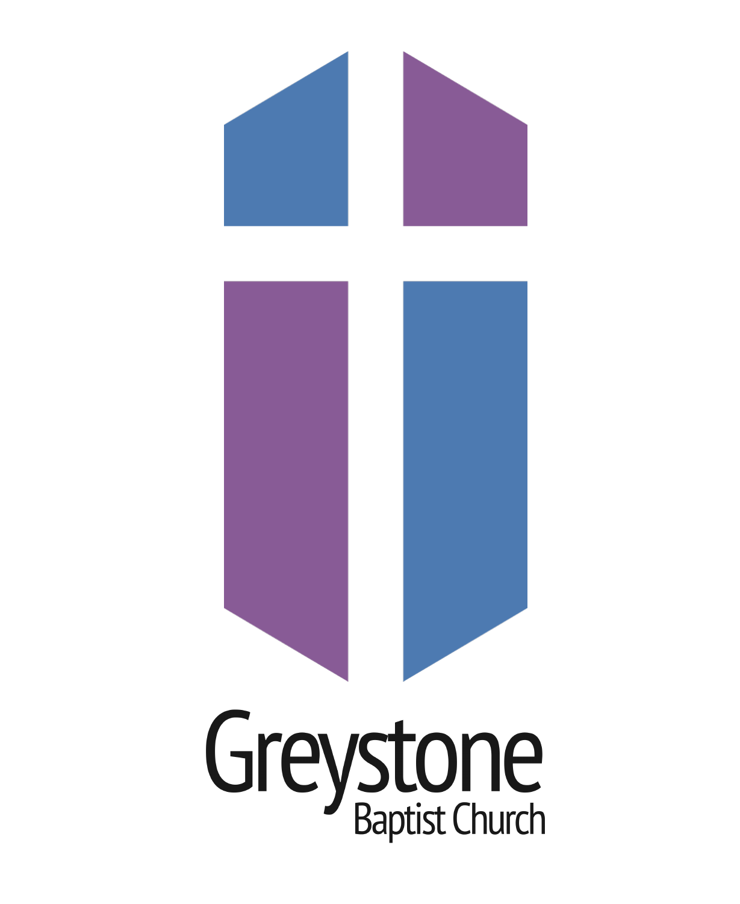# Greystone

Baptist Church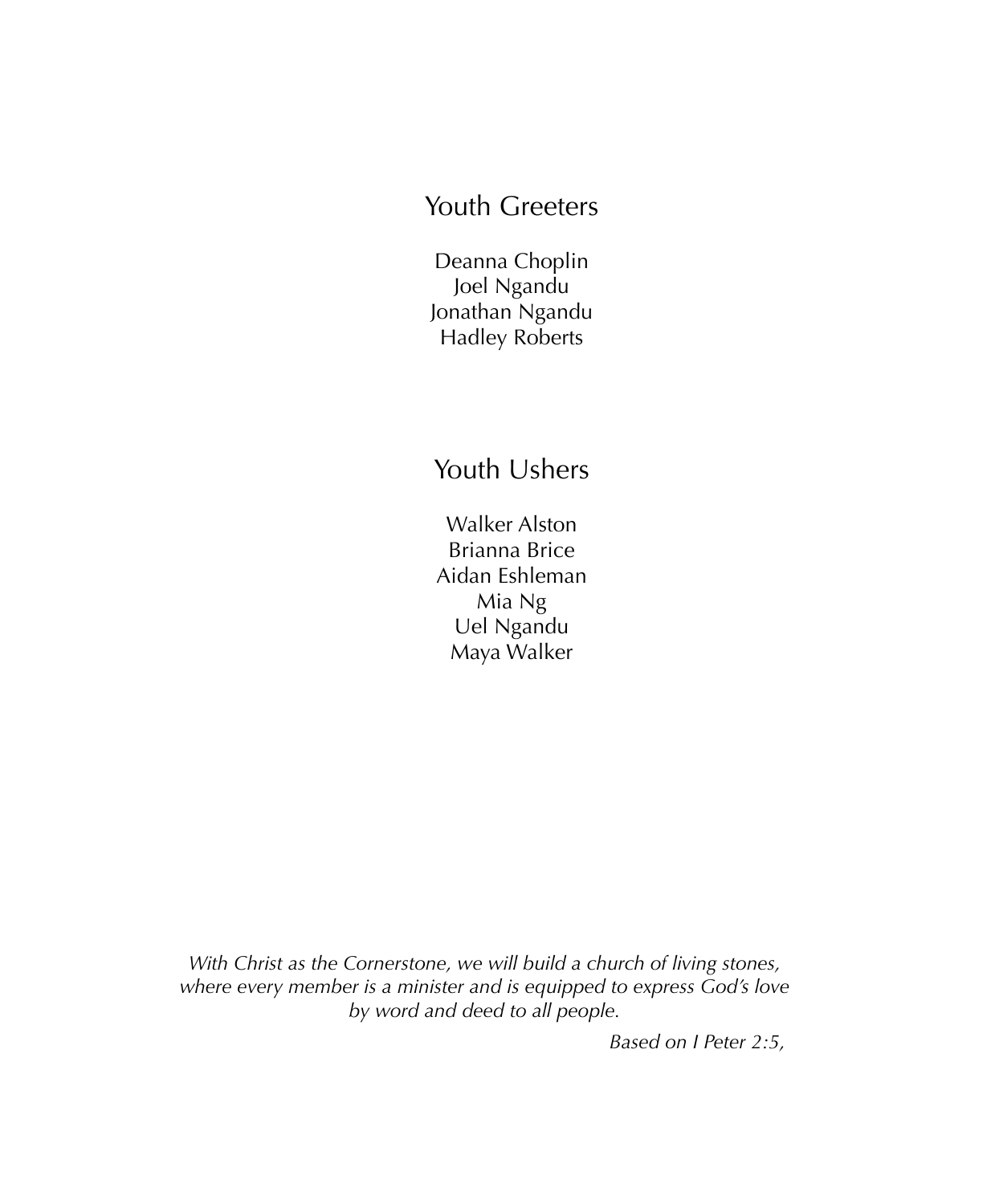## Youth Greeters

Deanna Choplin
Joel Ngandu
Jonathan Ngandu
Hadley Roberts

## Youth Ushers

Walker Alston
Brianna Brice
Aidan Eshleman
Mia Ng
Uel Ngandu
Maya Walker

*With Christ as the Cornerstone, we will build a church of living stones, where every member is a minister and is equipped to express God's love by word and deed to all people.*

*Based on I Peter 2:5,*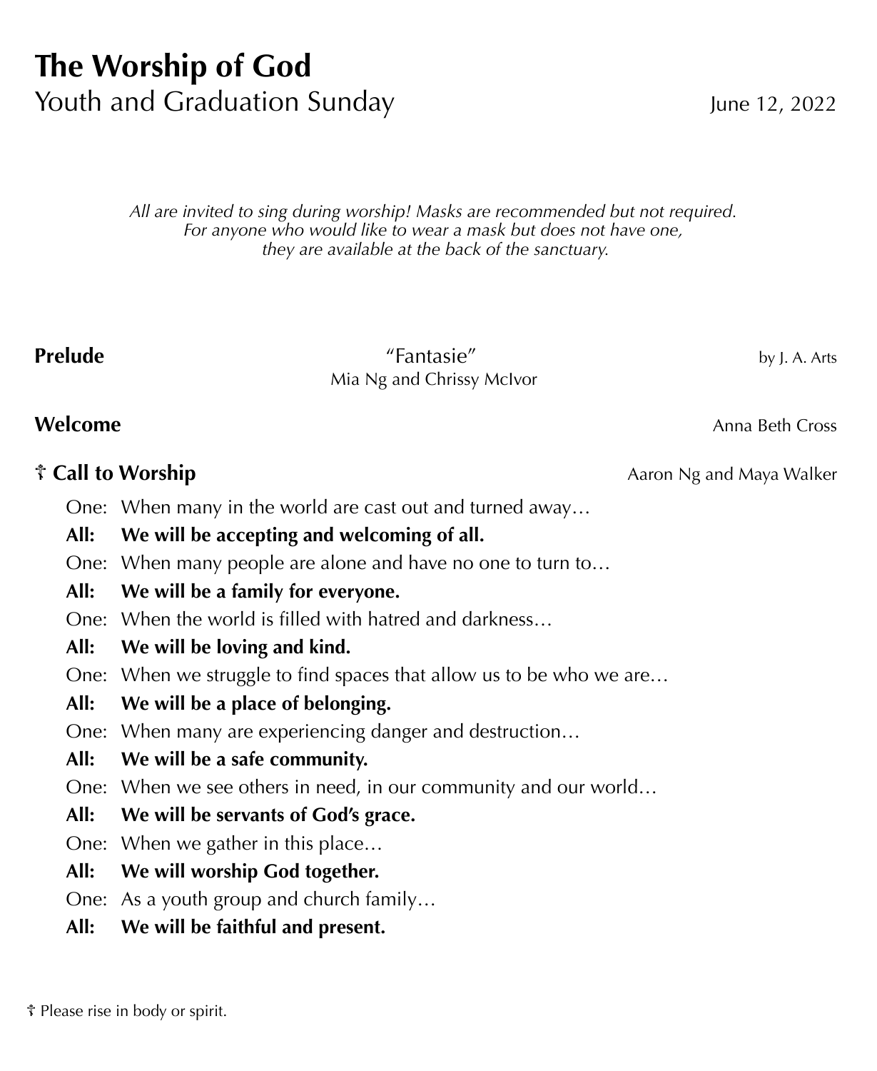# The Worship of God

Youth and Graduation Sunday June 12, 2022

*All are invited to sing during worship! Masks are recommended but not required. For anyone who would like to wear a mask but does not have one, they are available at the back of the sanctuary.*

**Prelude** "Fantasie" by J. A. Arts
Mia Ng and Chrissy McIvor

**Welcome** Anna Beth Cross

**☦ Call to Worship** Aaron Ng and Maya Walker

One: When many in the world are cast out and turned away…
**All: We will be accepting and welcoming of all.**
One: When many people are alone and have no one to turn to…
**All: We will be a family for everyone.**
One: When the world is filled with hatred and darkness…
**All: We will be loving and kind.**
One: When we struggle to find spaces that allow us to be who we are…
**All: We will be a place of belonging.**
One: When many are experiencing danger and destruction…
**All: We will be a safe community.**
One: When we see others in need, in our community and our world…
**All: We will be servants of God's grace.**
One: When we gather in this place…
**All: We will worship God together.**
One: As a youth group and church family…
**All: We will be faithful and present.**

☦ Please rise in body or spirit.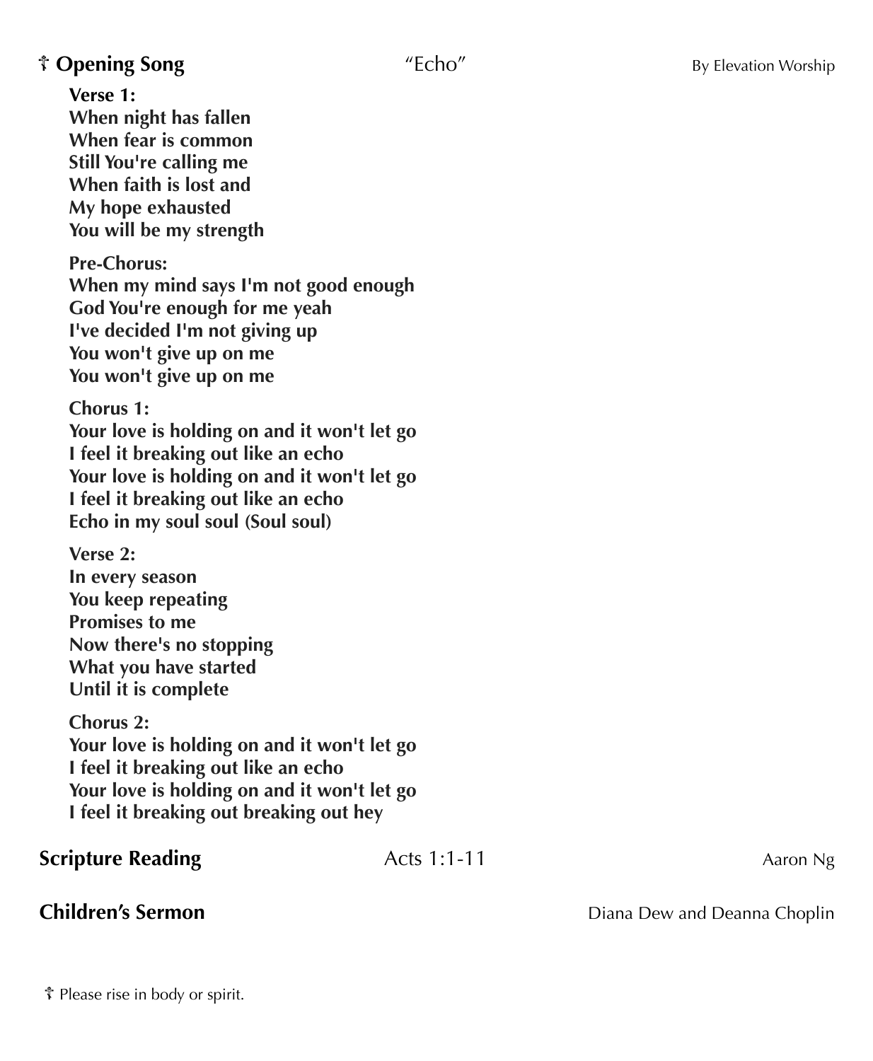**☦ Opening Song** "Echo" By Elevation Worship

**Verse 1:**
**When night has fallen**
**When fear is common**
**Still You're calling me**
**When faith is lost and**
**My hope exhausted**
**You will be my strength**

**Pre-Chorus:**
**When my mind says I'm not good enough**
**God You're enough for me yeah**
**I've decided I'm not giving up**
**You won't give up on me**
**You won't give up on me**

**Chorus 1:**
**Your love is holding on and it won't let go**
**I feel it breaking out like an echo**
**Your love is holding on and it won't let go**
**I feel it breaking out like an echo**
**Echo in my soul soul (Soul soul)**

**Verse 2:**
**In every season**
**You keep repeating**
**Promises to me**
**Now there's no stopping**
**What you have started**
**Until it is complete**

**Chorus 2:**
**Your love is holding on and it won't let go**
**I feel it breaking out like an echo**
**Your love is holding on and it won't let go**
**I feel it breaking out breaking out hey**

**Scripture Reading** Acts 1:1-11 Aaron Ng

**Children's Sermon** Diana Dew and Deanna Choplin

☦ Please rise in body or spirit.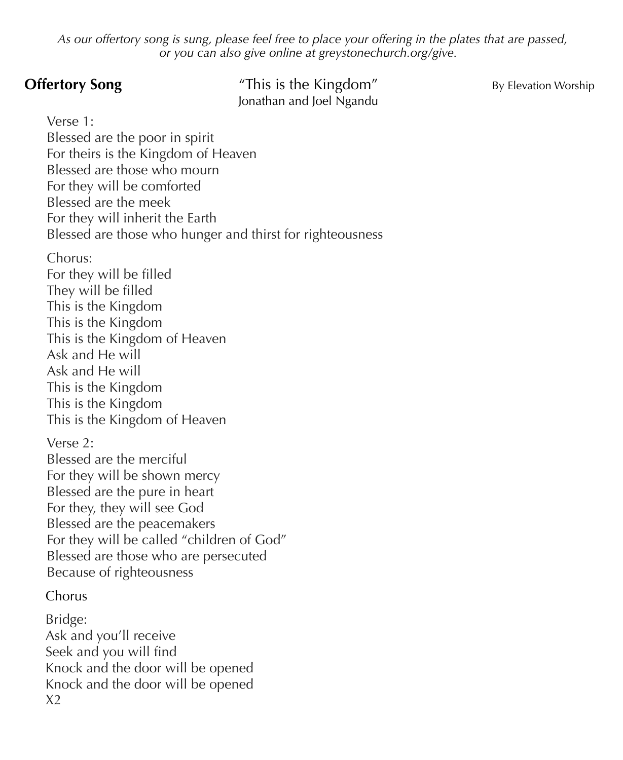*As our offertory song is sung, please feel free to place your offering in the plates that are passed, or you can also give online at greystonechurch.org/give.*

**Offertory Song** "This is the Kingdom" By Elevation Worship
Jonathan and Joel Ngandu

Verse 1:
Blessed are the poor in spirit
For theirs is the Kingdom of Heaven
Blessed are those who mourn
For they will be comforted
Blessed are the meek
For they will inherit the Earth
Blessed are those who hunger and thirst for righteousness

Chorus:
For they will be filled
They will be filled
This is the Kingdom
This is the Kingdom
This is the Kingdom of Heaven
Ask and He will
Ask and He will
This is the Kingdom
This is the Kingdom
This is the Kingdom of Heaven

Verse 2:
Blessed are the merciful
For they will be shown mercy
Blessed are the pure in heart
For they, they will see God
Blessed are the peacemakers
For they will be called "children of God"
Blessed are those who are persecuted
Because of righteousness

Chorus

Bridge:
Ask and you'll receive
Seek and you will find
Knock and the door will be opened
Knock and the door will be opened
X2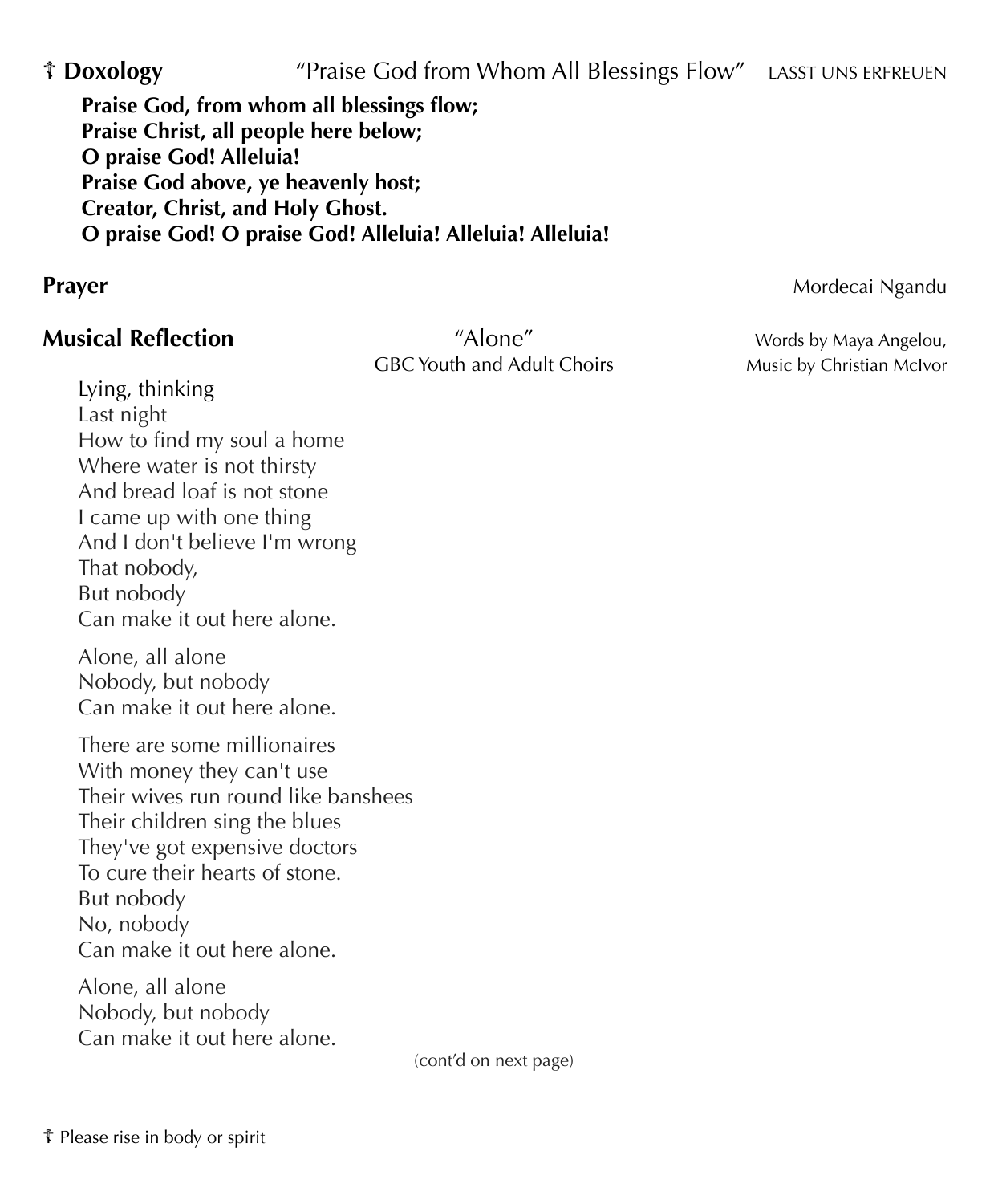**☦ Doxology** "Praise God from Whom All Blessings Flow" LASST UNS ERFREUEN

**Praise God, from whom all blessings flow;**
**Praise Christ, all people here below;**
**O praise God! Alleluia!**
**Praise God above, ye heavenly host;**
**Creator, Christ, and Holy Ghost.**
**O praise God! O praise God! Alleluia! Alleluia! Alleluia!**

**Prayer** Mordecai Ngandu

**Musical Reflection** "Alone" Words by Maya Angelou,
GBC Youth and Adult Choirs Music by Christian McIvor

Lying, thinking
Last night
How to find my soul a home
Where water is not thirsty
And bread loaf is not stone
I came up with one thing
And I don't believe I'm wrong
That nobody,
But nobody
Can make it out here alone.

Alone, all alone
Nobody, but nobody
Can make it out here alone.

There are some millionaires
With money they can't use
Their wives run round like banshees
Their children sing the blues
They've got expensive doctors
To cure their hearts of stone.
But nobody
No, nobody
Can make it out here alone.

Alone, all alone
Nobody, but nobody
Can make it out here alone.

(cont'd on next page)

☦ Please rise in body or spirit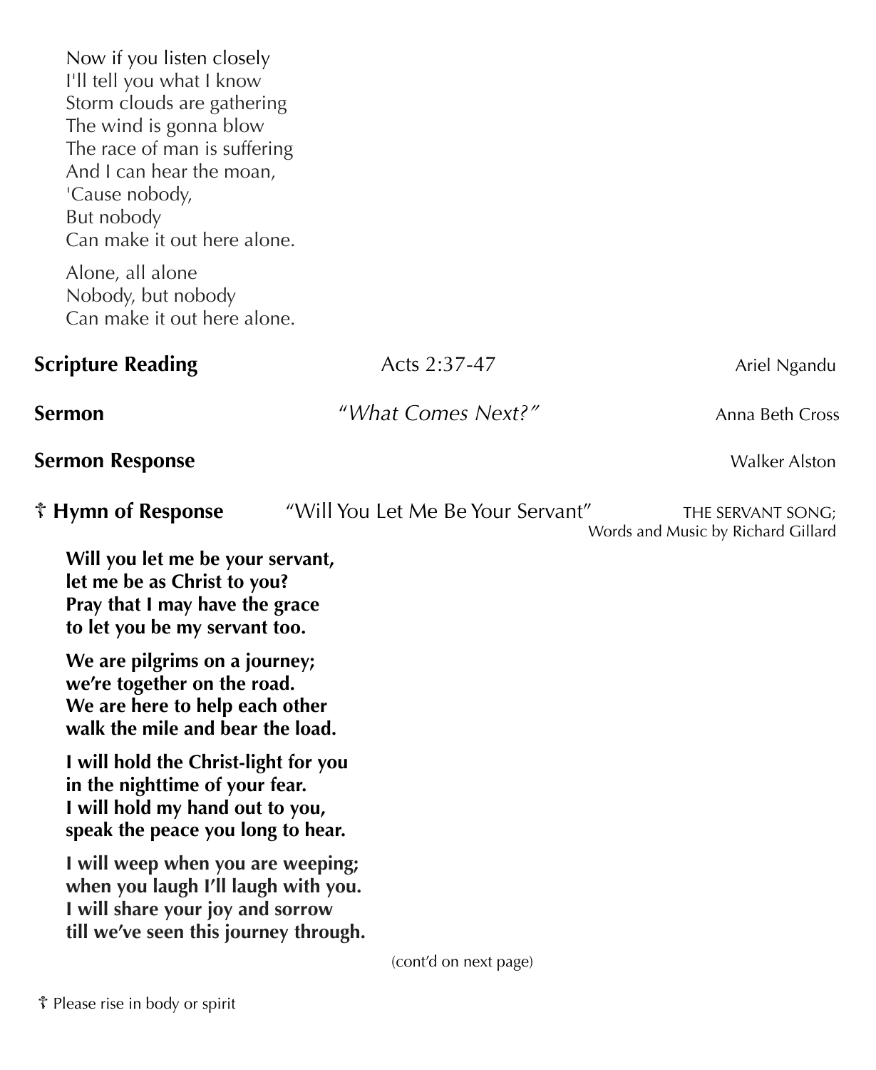Now if you listen closely
I'll tell you what I know
Storm clouds are gathering
The wind is gonna blow
The race of man is suffering
And I can hear the moan,
'Cause nobody,
But nobody
Can make it out here alone.

Alone, all alone
Nobody, but nobody
Can make it out here alone.

**Scripture Reading** Acts 2:37-47 Ariel Ngandu

**Sermon** *"What Comes Next?"* Anna Beth Cross

**Sermon Response** Walker Alston

**☦ Hymn of Response** "Will You Let Me Be Your Servant" THE SERVANT SONG; Words and Music by Richard Gillard

**Will you let me be your servant,**
**let me be as Christ to you?**
**Pray that I may have the grace**
**to let you be my servant too.**

**We are pilgrims on a journey;**
**we're together on the road.**
**We are here to help each other**
**walk the mile and bear the load.**

**I will hold the Christ-light for you**
**in the nighttime of your fear.**
**I will hold my hand out to you,**
**speak the peace you long to hear.**

**I will weep when you are weeping;**
**when you laugh I'll laugh with you.**
**I will share your joy and sorrow**
**till we've seen this journey through.**

(cont'd on next page)

☦ Please rise in body or spirit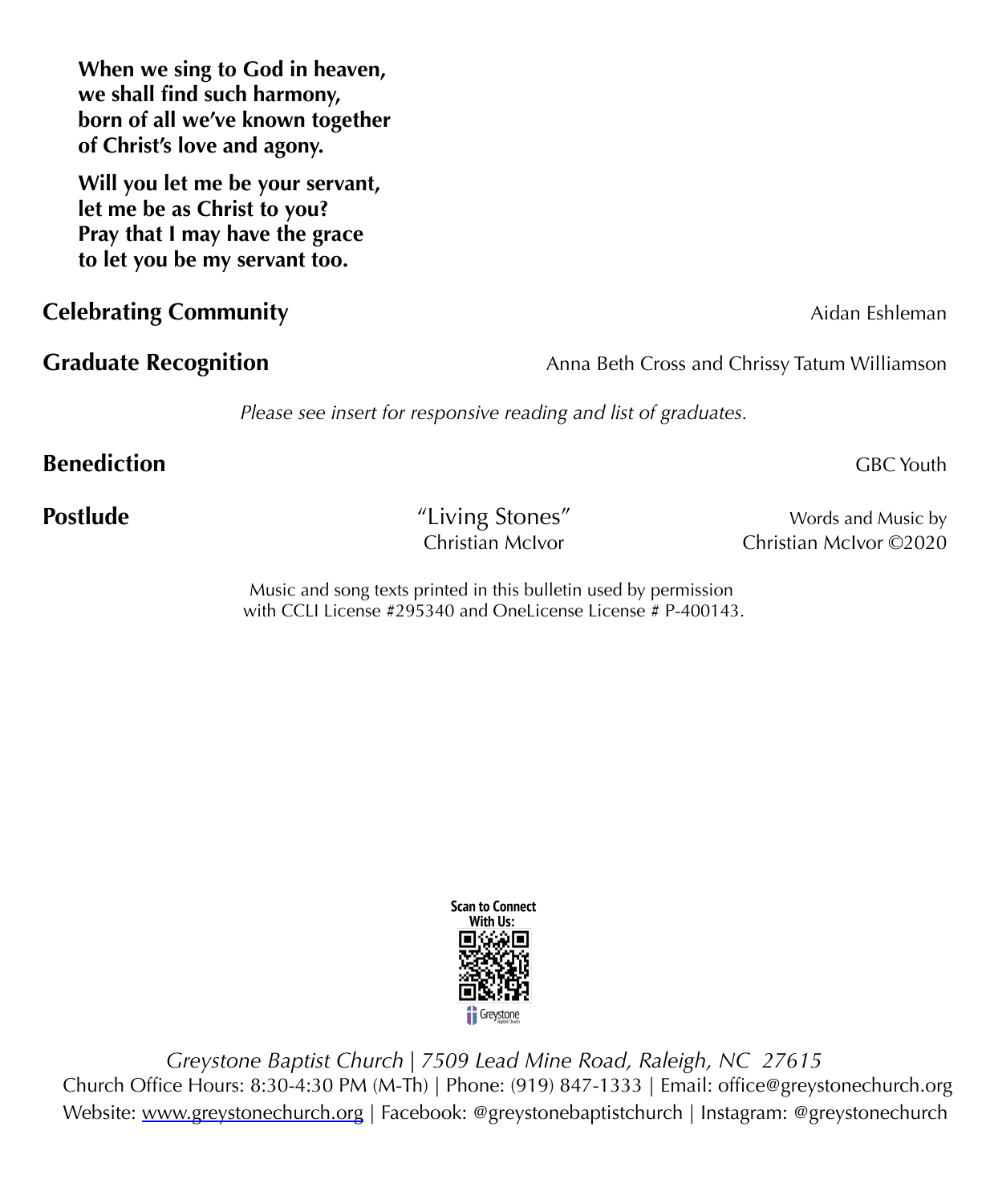**When we sing to God in heaven,**
**we shall find such harmony,**
**born of all we've known together**
**of Christ's love and agony.**

**Will you let me be your servant,**
**let me be as Christ to you?**
**Pray that I may have the grace**
**to let you be my servant too.**

**Celebrating Community** Aidan Eshleman

**Graduate Recognition** Anna Beth Cross and Chrissy Tatum Williamson

*Please see insert for responsive reading and list of graduates.*

**Benediction** GBC Youth

**Postlude** "Living Stones" Christian McIvor — Words and Music by Christian McIvor ©2020

Music and song texts printed in this bulletin used by permission with CCLI License #295340 and OneLicense License # P-400143.

Scan to Connect With Us:

*Greystone Baptist Church | 7509 Lead Mine Road, Raleigh, NC 27615*
Church Office Hours: 8:30-4:30 PM (M-Th) | Phone: (919) 847-1333 | Email: office@greystonechurch.org
Website: www.greystonechurch.org | Facebook: @greystonebaptistchurch | Instagram: @greystonechurch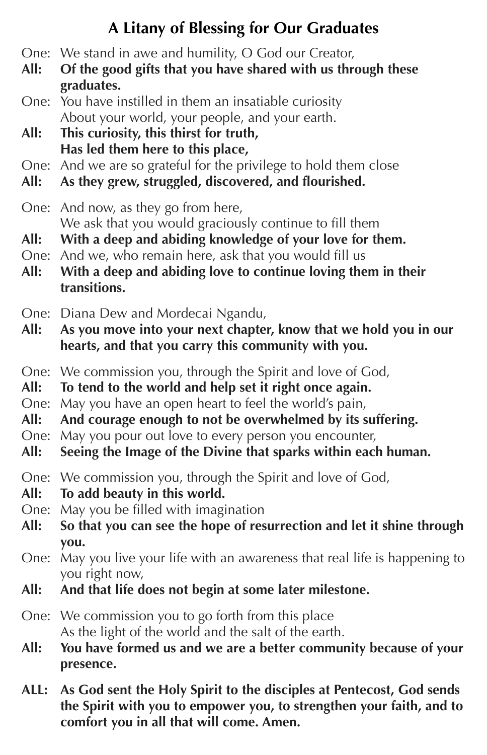## A Litany of Blessing for Our Graduates

One: We stand in awe and humility, O God our Creator,
**All: Of the good gifts that you have shared with us through these graduates.**
One: You have instilled in them an insatiable curiosity
About your world, your people, and your earth.
**All: This curiosity, this thirst for truth,
Has led them here to this place,**
One: And we are so grateful for the privilege to hold them close
**All: As they grew, struggled, discovered, and flourished.**

One: And now, as they go from here,
We ask that you would graciously continue to fill them
**All: With a deep and abiding knowledge of your love for them.**
One: And we, who remain here, ask that you would fill us
**All: With a deep and abiding love to continue loving them in their transitions.**

One: Diana Dew and Mordecai Ngandu,
**All: As you move into your next chapter, know that we hold you in our hearts, and that you carry this community with you.**

One: We commission you, through the Spirit and love of God,
**All: To tend to the world and help set it right once again.**
One: May you have an open heart to feel the world's pain,
**All: And courage enough to not be overwhelmed by its suffering.**
One: May you pour out love to every person you encounter,
**All: Seeing the Image of the Divine that sparks within each human.**

One: We commission you, through the Spirit and love of God,
**All: To add beauty in this world.**
One: May you be filled with imagination
**All: So that you can see the hope of resurrection and let it shine through you.**
One: May you live your life with an awareness that real life is happening to you right now,
**All: And that life does not begin at some later milestone.**

One: We commission you to go forth from this place
As the light of the world and the salt of the earth.
**All: You have formed us and we are a better community because of your presence.**

**ALL: As God sent the Holy Spirit to the disciples at Pentecost, God sends the Spirit with you to empower you, to strengthen your faith, and to comfort you in all that will come. Amen.**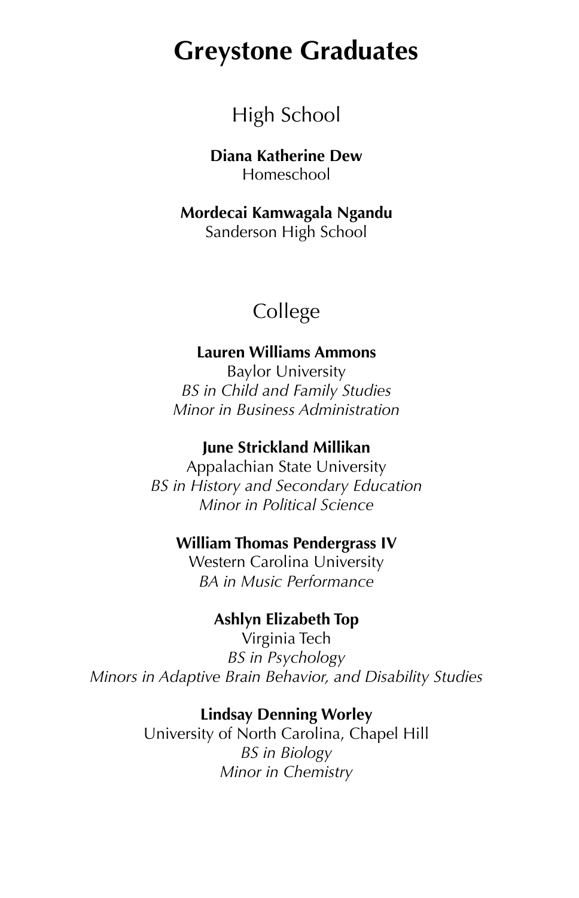# Greystone Graduates

## High School

**Diana Katherine Dew**
Homeschool

**Mordecai Kamwagala Ngandu**
Sanderson High School

## College

**Lauren Williams Ammons**
Baylor University
*BS in Child and Family Studies*
*Minor in Business Administration*

**June Strickland Millikan**
Appalachian State University
*BS in History and Secondary Education*
*Minor in Political Science*

**William Thomas Pendergrass IV**
Western Carolina University
*BA in Music Performance*

**Ashlyn Elizabeth Top**
Virginia Tech
*BS in Psychology*
*Minors in Adaptive Brain Behavior, and Disability Studies*

**Lindsay Denning Worley**
University of North Carolina, Chapel Hill
*BS in Biology*
*Minor in Chemistry*